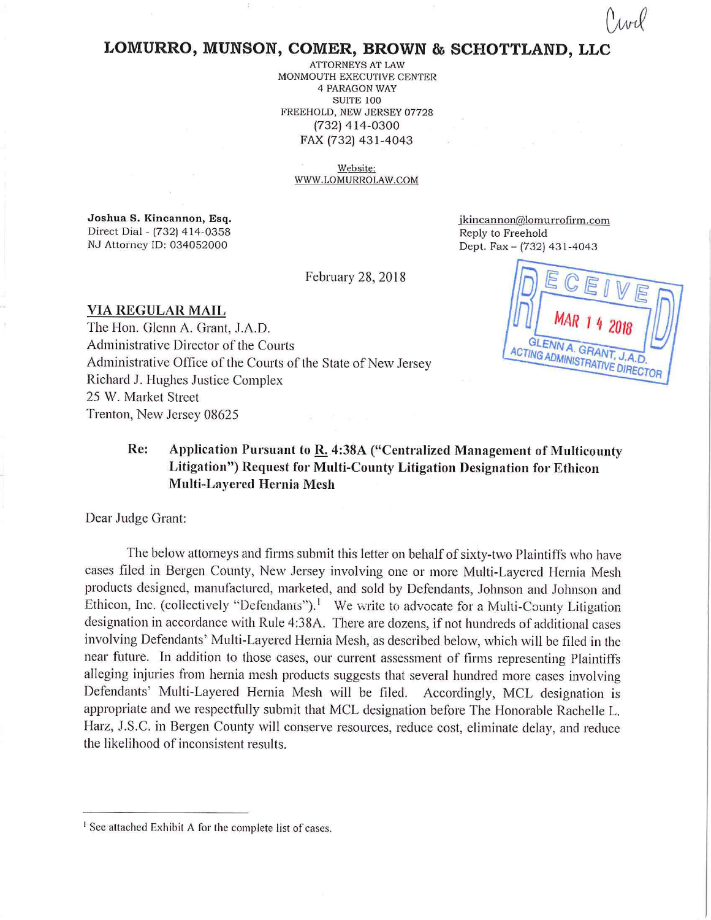Civil

# LOMURRO, MUNSON, COMER, BROWN & SCHOTTLAND, LLC

ATTORNEYS AT LAW
MONMOUTH EXECUTIVE CENTER
4 PARAGON WAY
SUITE 100
FREEHOLD, NEW JERSEY 07728
(732) 414-0300
FAX (732) 431-4043

Website:
WWW.LOMURROLAW.COM

**Joshua S. Kincannon, Esq.**
Direct Dial - (732) 414-0358
NJ Attorney ID: 034052000

jkincannon@lomurrofirm.com
Reply to Freehold
Dept. Fax – (732) 431-4043

February 28, 2018

RECEIVED
MAR 14 2018
GLENN A. GRANT, J.A.D.
ACTING ADMINISTRATIVE DIRECTOR

**VIA REGULAR MAIL**

The Hon. Glenn A. Grant, J.A.D.
Administrative Director of the Courts
Administrative Office of the Courts of the State of New Jersey
Richard J. Hughes Justice Complex
25 W. Market Street
Trenton, New Jersey 08625

**Re: Application Pursuant to R. 4:38A ("Centralized Management of Multicounty Litigation") Request for Multi-County Litigation Designation for Ethicon Multi-Layered Hernia Mesh**

Dear Judge Grant:

The below attorneys and firms submit this letter on behalf of sixty-two Plaintiffs who have cases filed in Bergen County, New Jersey involving one or more Multi-Layered Hernia Mesh products designed, manufactured, marketed, and sold by Defendants, Johnson and Johnson and Ethicon, Inc. (collectively "Defendants").[1] We write to advocate for a Multi-County Litigation designation in accordance with Rule 4:38A. There are dozens, if not hundreds of additional cases involving Defendants' Multi-Layered Hernia Mesh, as described below, which will be filed in the near future. In addition to those cases, our current assessment of firms representing Plaintiffs alleging injuries from hernia mesh products suggests that several hundred more cases involving Defendants' Multi-Layered Hernia Mesh will be filed. Accordingly, MCL designation is appropriate and we respectfully submit that MCL designation before The Honorable Rachelle L. Harz, J.S.C. in Bergen County will conserve resources, reduce cost, eliminate delay, and reduce the likelihood of inconsistent results.

[1] See attached Exhibit A for the complete list of cases.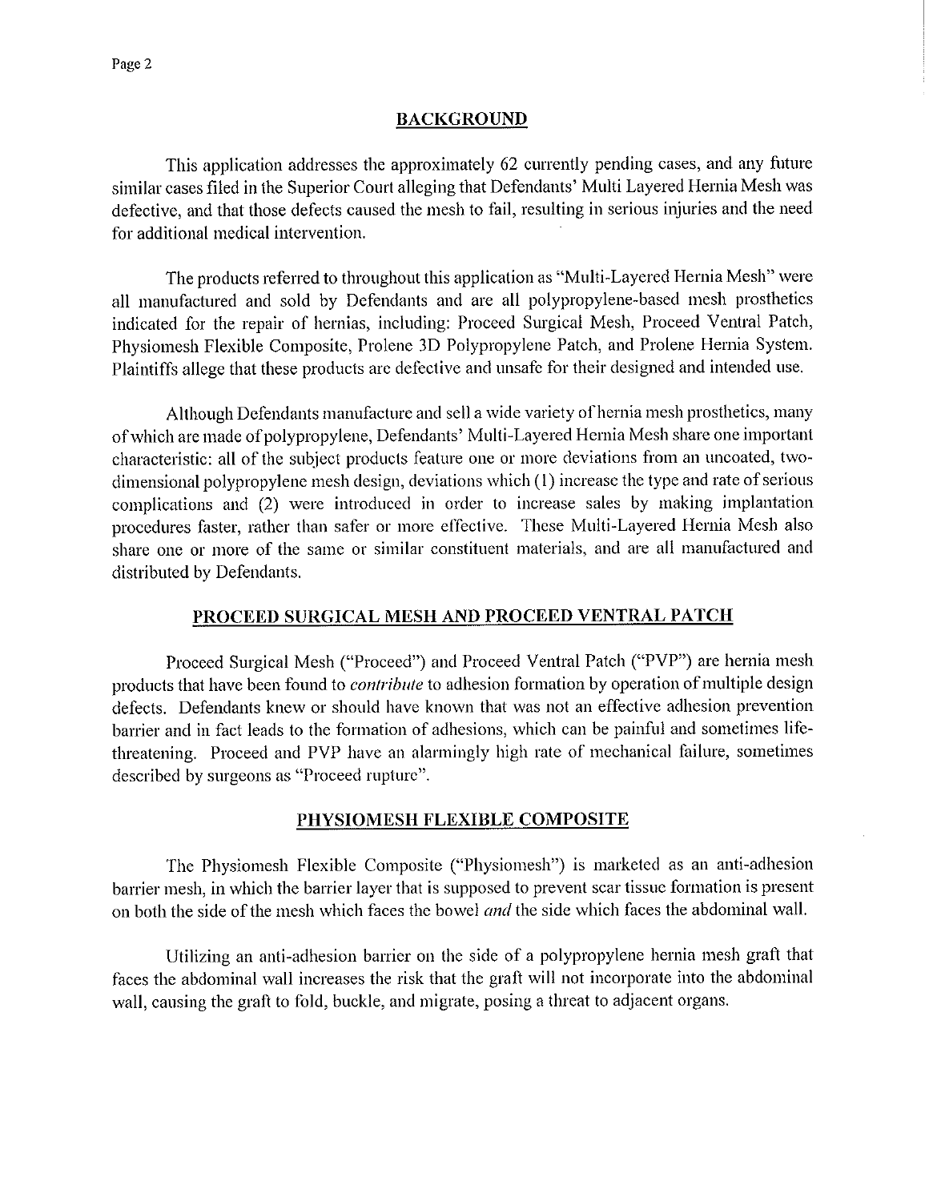## BACKGROUND

This application addresses the approximately 62 currently pending cases, and any future similar cases filed in the Superior Court alleging that Defendants' Multi Layered Hernia Mesh was defective, and that those defects caused the mesh to fail, resulting in serious injuries and the need for additional medical intervention.

The products referred to throughout this application as "Multi-Layered Hernia Mesh" were all manufactured and sold by Defendants and are all polypropylene-based mesh prosthetics indicated for the repair of hernias, including: Proceed Surgical Mesh, Proceed Ventral Patch, Physiomesh Flexible Composite, Prolene 3D Polypropylene Patch, and Prolene Hernia System. Plaintiffs allege that these products are defective and unsafe for their designed and intended use.

Although Defendants manufacture and sell a wide variety of hernia mesh prosthetics, many of which are made of polypropylene, Defendants' Multi-Layered Hernia Mesh share one important characteristic: all of the subject products feature one or more deviations from an uncoated, two-dimensional polypropylene mesh design, deviations which (1) increase the type and rate of serious complications and (2) were introduced in order to increase sales by making implantation procedures faster, rather than safer or more effective. These Multi-Layered Hernia Mesh also share one or more of the same or similar constituent materials, and are all manufactured and distributed by Defendants.

## PROCEED SURGICAL MESH AND PROCEED VENTRAL PATCH

Proceed Surgical Mesh ("Proceed") and Proceed Ventral Patch ("PVP") are hernia mesh products that have been found to *contribute* to adhesion formation by operation of multiple design defects. Defendants knew or should have known that was not an effective adhesion prevention barrier and in fact leads to the formation of adhesions, which can be painful and sometimes life-threatening. Proceed and PVP have an alarmingly high rate of mechanical failure, sometimes described by surgeons as "Proceed rupture".

## PHYSIOMESH FLEXIBLE COMPOSITE

The Physiomesh Flexible Composite ("Physiomesh") is marketed as an anti-adhesion barrier mesh, in which the barrier layer that is supposed to prevent scar tissue formation is present on both the side of the mesh which faces the bowel *and* the side which faces the abdominal wall.

Utilizing an anti-adhesion barrier on the side of a polypropylene hernia mesh graft that faces the abdominal wall increases the risk that the graft will not incorporate into the abdominal wall, causing the graft to fold, buckle, and migrate, posing a threat to adjacent organs.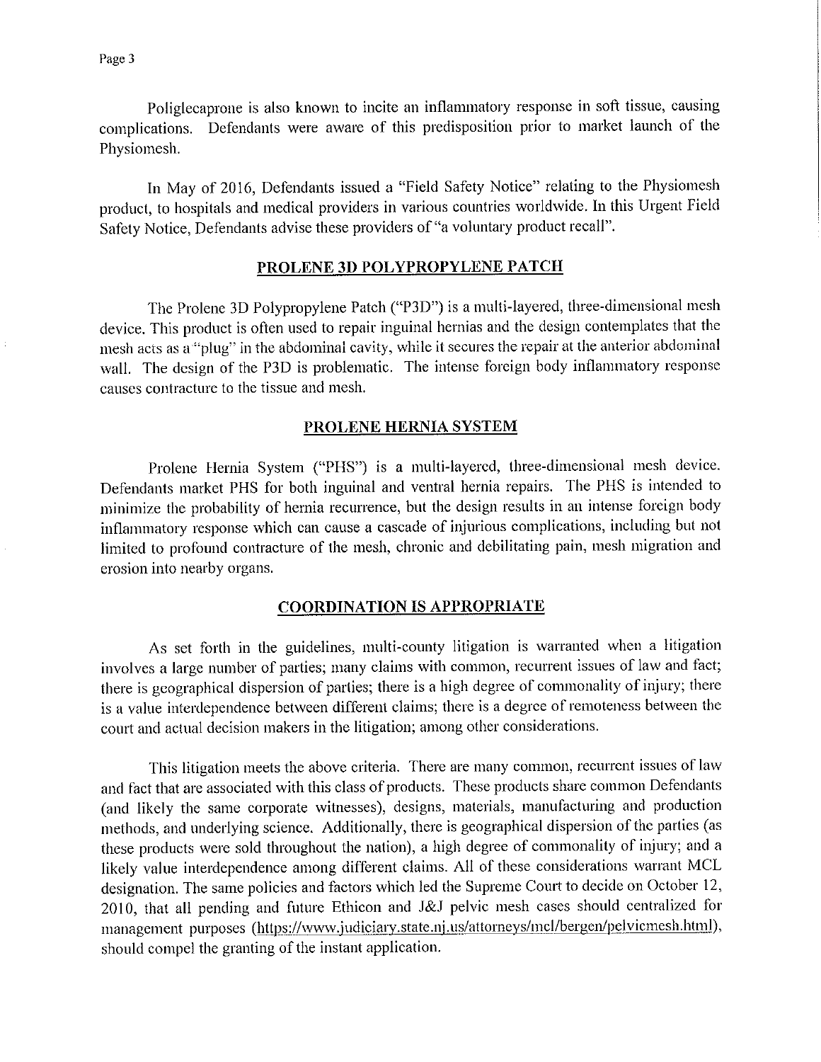Poliglecaprone is also known to incite an inflammatory response in soft tissue, causing complications. Defendants were aware of this predisposition prior to market launch of the Physiomesh.

In May of 2016, Defendants issued a "Field Safety Notice" relating to the Physiomesh product, to hospitals and medical providers in various countries worldwide. In this Urgent Field Safety Notice, Defendants advise these providers of "a voluntary product recall".

## PROLENE 3D POLYPROPYLENE PATCH

The Prolene 3D Polypropylene Patch ("P3D") is a multi-layered, three-dimensional mesh device. This product is often used to repair inguinal hernias and the design contemplates that the mesh acts as a "plug" in the abdominal cavity, while it secures the repair at the anterior abdominal wall. The design of the P3D is problematic. The intense foreign body inflammatory response causes contracture to the tissue and mesh.

## PROLENE HERNIA SYSTEM

Prolene Hernia System ("PHS") is a multi-layered, three-dimensional mesh device. Defendants market PHS for both inguinal and ventral hernia repairs. The PHS is intended to minimize the probability of hernia recurrence, but the design results in an intense foreign body inflammatory response which can cause a cascade of injurious complications, including but not limited to profound contracture of the mesh, chronic and debilitating pain, mesh migration and erosion into nearby organs.

## COORDINATION IS APPROPRIATE

As set forth in the guidelines, multi-county litigation is warranted when a litigation involves a large number of parties; many claims with common, recurrent issues of law and fact; there is geographical dispersion of parties; there is a high degree of commonality of injury; there is a value interdependence between different claims; there is a degree of remoteness between the court and actual decision makers in the litigation; among other considerations.

This litigation meets the above criteria. There are many common, recurrent issues of law and fact that are associated with this class of products. These products share common Defendants (and likely the same corporate witnesses), designs, materials, manufacturing and production methods, and underlying science. Additionally, there is geographical dispersion of the parties (as these products were sold throughout the nation), a high degree of commonality of injury; and a likely value interdependence among different claims. All of these considerations warrant MCL designation. The same policies and factors which led the Supreme Court to decide on October 12, 2010, that all pending and future Ethicon and J&J pelvic mesh cases should centralized for management purposes (https://www.judiciary.state.nj.us/attorneys/mcl/bergen/pelvicmesh.html), should compel the granting of the instant application.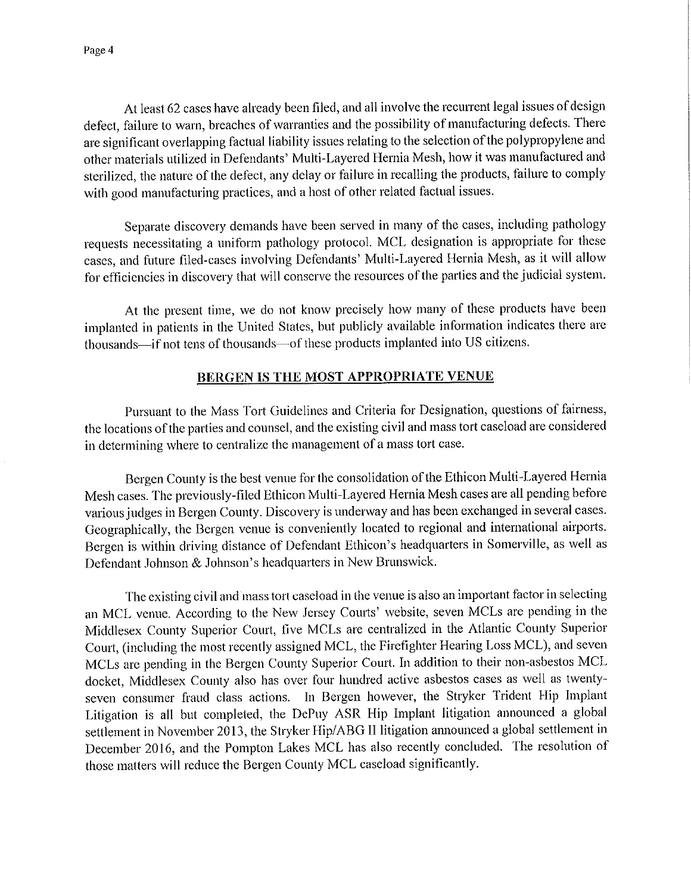At least 62 cases have already been filed, and all involve the recurrent legal issues of design defect, failure to warn, breaches of warranties and the possibility of manufacturing defects. There are significant overlapping factual liability issues relating to the selection of the polypropylene and other materials utilized in Defendants' Multi-Layered Hernia Mesh, how it was manufactured and sterilized, the nature of the defect, any delay or failure in recalling the products, failure to comply with good manufacturing practices, and a host of other related factual issues.

Separate discovery demands have been served in many of the cases, including pathology requests necessitating a uniform pathology protocol. MCL designation is appropriate for these cases, and future filed-cases involving Defendants' Multi-Layered Hernia Mesh, as it will allow for efficiencies in discovery that will conserve the resources of the parties and the judicial system.

At the present time, we do not know precisely how many of these products have been implanted in patients in the United States, but publicly available information indicates there are thousands—if not tens of thousands—of these products implanted into US citizens.

## BERGEN IS THE MOST APPROPRIATE VENUE

Pursuant to the Mass Tort Guidelines and Criteria for Designation, questions of fairness, the locations of the parties and counsel, and the existing civil and mass tort caseload are considered in determining where to centralize the management of a mass tort case.

Bergen County is the best venue for the consolidation of the Ethicon Multi-Layered Hernia Mesh cases. The previously-filed Ethicon Multi-Layered Hernia Mesh cases are all pending before various judges in Bergen County. Discovery is underway and has been exchanged in several cases. Geographically, the Bergen venue is conveniently located to regional and international airports. Bergen is within driving distance of Defendant Ethicon's headquarters in Somerville, as well as Defendant Johnson & Johnson's headquarters in New Brunswick.

The existing civil and mass tort caseload in the venue is also an important factor in selecting an MCL venue. According to the New Jersey Courts' website, seven MCLs are pending in the Middlesex County Superior Court, five MCLs are centralized in the Atlantic County Superior Court, (including the most recently assigned MCL, the Firefighter Hearing Loss MCL), and seven MCLs are pending in the Bergen County Superior Court. In addition to their non-asbestos MCL docket, Middlesex County also has over four hundred active asbestos cases as well as twenty-seven consumer fraud class actions. In Bergen however, the Stryker Trident Hip Implant Litigation is all but completed, the DePuy ASR Hip Implant litigation announced a global settlement in November 2013, the Stryker Hip/ABG II litigation announced a global settlement in December 2016, and the Pompton Lakes MCL has also recently concluded. The resolution of those matters will reduce the Bergen County MCL caseload significantly.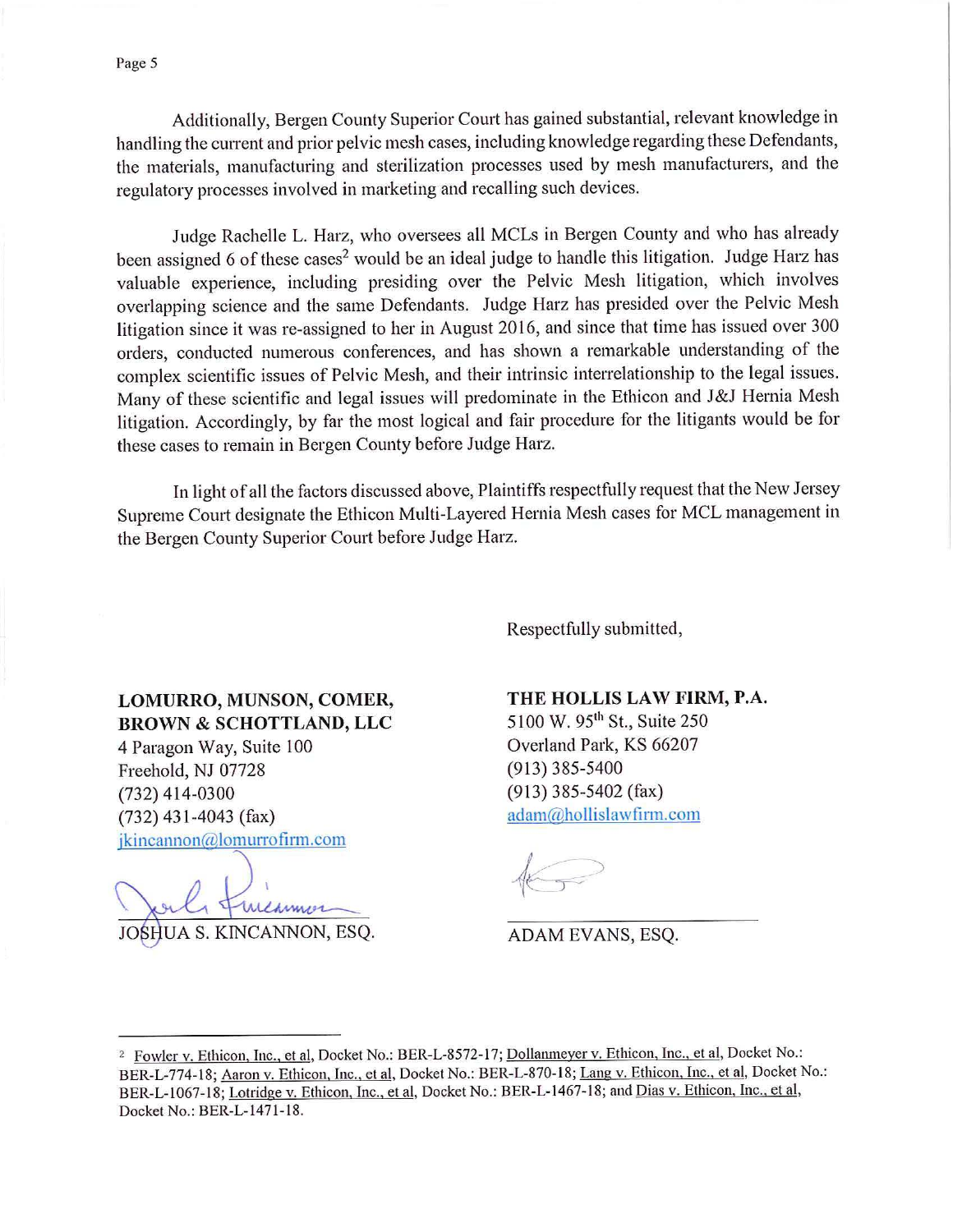Additionally, Bergen County Superior Court has gained substantial, relevant knowledge in handling the current and prior pelvic mesh cases, including knowledge regarding these Defendants, the materials, manufacturing and sterilization processes used by mesh manufacturers, and the regulatory processes involved in marketing and recalling such devices.

Judge Rachelle L. Harz, who oversees all MCLs in Bergen County and who has already been assigned 6 of these cases[2] would be an ideal judge to handle this litigation. Judge Harz has valuable experience, including presiding over the Pelvic Mesh litigation, which involves overlapping science and the same Defendants. Judge Harz has presided over the Pelvic Mesh litigation since it was re-assigned to her in August 2016, and since that time has issued over 300 orders, conducted numerous conferences, and has shown a remarkable understanding of the complex scientific issues of Pelvic Mesh, and their intrinsic interrelationship to the legal issues. Many of these scientific and legal issues will predominate in the Ethicon and J&J Hernia Mesh litigation. Accordingly, by far the most logical and fair procedure for the litigants would be for these cases to remain in Bergen County before Judge Harz.

In light of all the factors discussed above, Plaintiffs respectfully request that the New Jersey Supreme Court designate the Ethicon Multi-Layered Hernia Mesh cases for MCL management in the Bergen County Superior Court before Judge Harz.

Respectfully submitted,

**LOMURRO, MUNSON, COMER, BROWN & SCHOTTLAND, LLC**
4 Paragon Way, Suite 100
Freehold, NJ 07728
(732) 414-0300
(732) 431-4043 (fax)
jkincannon@lomurrofirm.com

JOSHUA S. KINCANNON, ESQ.

**THE HOLLIS LAW FIRM, P.A.**
5100 W. 95th St., Suite 250
Overland Park, KS 66207
(913) 385-5400
(913) 385-5402 (fax)
adam@hollislawfirm.com

ADAM EVANS, ESQ.

---

[2] Fowler v. Ethicon, Inc., et al, Docket No.: BER-L-8572-17; Dollanmeyer v. Ethicon, Inc., et al, Docket No.: BER-L-774-18; Aaron v. Ethicon, Inc., et al, Docket No.: BER-L-870-18; Lang v. Ethicon, Inc., et al, Docket No.: BER-L-1067-18; Lotridge v. Ethicon, Inc., et al, Docket No.: BER-L-1467-18; and Dias v. Ethicon, Inc., et al, Docket No.: BER-L-1471-18.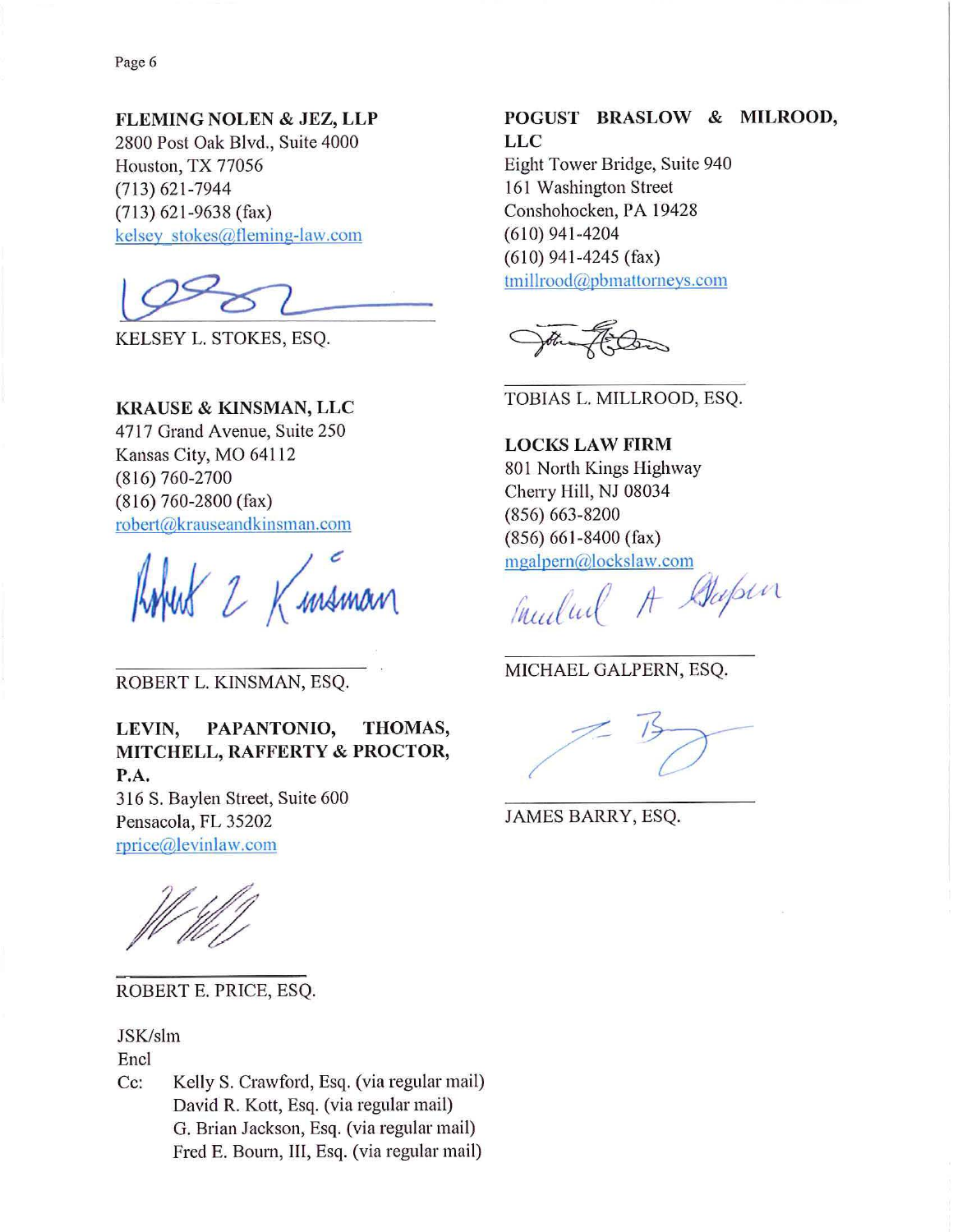**FLEMING NOLEN & JEZ, LLP**
2800 Post Oak Blvd., Suite 4000
Houston, TX 77056
(713) 621-7944
(713) 621-9638 (fax)
kelsey_stokes@fleming-law.com

KELSEY L. STOKES, ESQ.

**KRAUSE & KINSMAN, LLC**
4717 Grand Avenue, Suite 250
Kansas City, MO 64112
(816) 760-2700
(816) 760-2800 (fax)
robert@krauseandkinsman.com

ROBERT L. KINSMAN, ESQ.

**LEVIN, PAPANTONIO, THOMAS, MITCHELL, RAFFERTY & PROCTOR, P.A.**
316 S. Baylen Street, Suite 600
Pensacola, FL 35202
rprice@levinlaw.com

ROBERT E. PRICE, ESQ.

**POGUST BRASLOW & MILROOD, LLC**
Eight Tower Bridge, Suite 940
161 Washington Street
Conshohocken, PA 19428
(610) 941-4204
(610) 941-4245 (fax)
tmillrood@pbmattorneys.com

TOBIAS L. MILLROOD, ESQ.

**LOCKS LAW FIRM**
801 North Kings Highway
Cherry Hill, NJ 08034
(856) 663-8200
(856) 661-8400 (fax)
mgalpern@lockslaw.com

MICHAEL GALPERN, ESQ.

JAMES BARRY, ESQ.

JSK/slm
Encl
Cc: Kelly S. Crawford, Esq. (via regular mail)
David R. Kott, Esq. (via regular mail)
G. Brian Jackson, Esq. (via regular mail)
Fred E. Bourn, III, Esq. (via regular mail)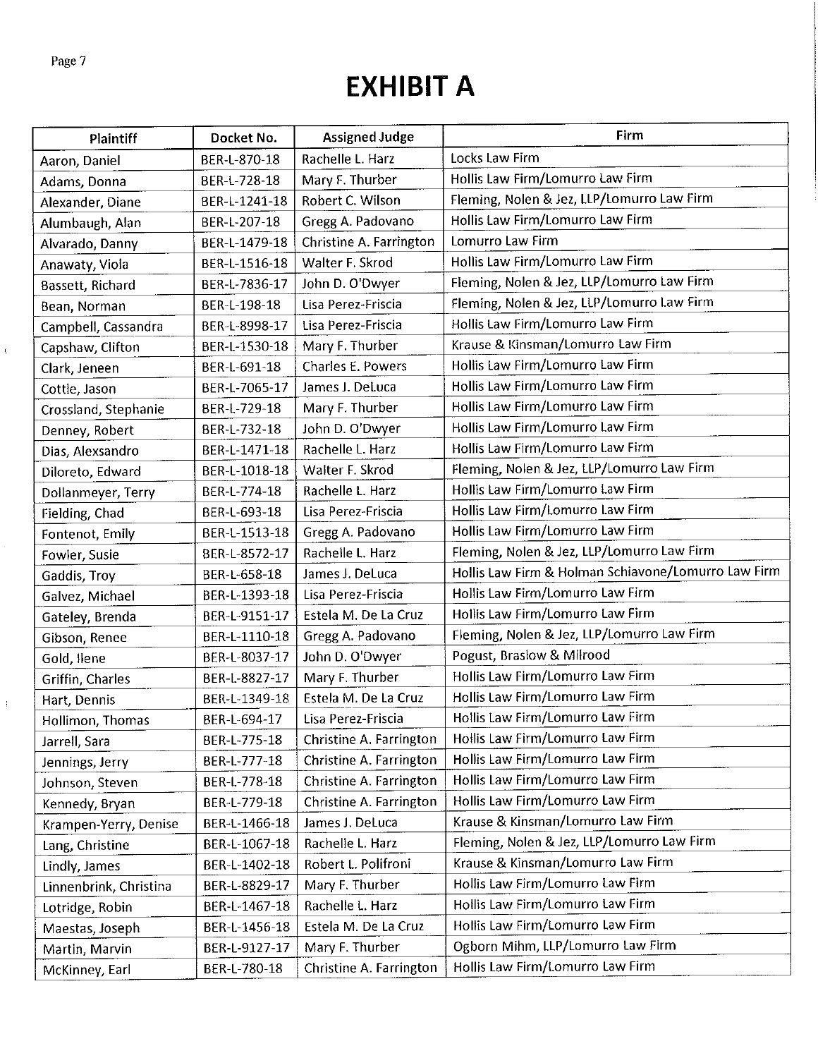# EXHIBIT A

| Plaintiff | Docket No. | Assigned Judge | Firm |
|---|---|---|---|
| Aaron, Daniel | BER-L-870-18 | Rachelle L. Harz | Locks Law Firm |
| Adams, Donna | BER-L-728-18 | Mary F. Thurber | Hollis Law Firm/Lomurro Law Firm |
| Alexander, Diane | BER-L-1241-18 | Robert C. Wilson | Fleming, Nolen & Jez, LLP/Lomurro Law Firm |
| Alumbaugh, Alan | BER-L-207-18 | Gregg A. Padovano | Hollis Law Firm/Lomurro Law Firm |
| Alvarado, Danny | BER-L-1479-18 | Christine A. Farrington | Lomurro Law Firm |
| Anawaty, Viola | BER-L-1516-18 | Walter F. Skrod | Hollis Law Firm/Lomurro Law Firm |
| Bassett, Richard | BER-L-7836-17 | John D. O'Dwyer | Fleming, Nolen & Jez, LLP/Lomurro Law Firm |
| Bean, Norman | BER-L-198-18 | Lisa Perez-Friscia | Fleming, Nolen & Jez, LLP/Lomurro Law Firm |
| Campbell, Cassandra | BER-L-8998-17 | Lisa Perez-Friscia | Hollis Law Firm/Lomurro Law Firm |
| Capshaw, Clifton | BER-L-1530-18 | Mary F. Thurber | Krause & Kinsman/Lomurro Law Firm |
| Clark, Jeneen | BER-L-691-18 | Charles E. Powers | Hollis Law Firm/Lomurro Law Firm |
| Cottle, Jason | BER-L-7065-17 | James J. DeLuca | Hollis Law Firm/Lomurro Law Firm |
| Crossland, Stephanie | BER-L-729-18 | Mary F. Thurber | Hollis Law Firm/Lomurro Law Firm |
| Denney, Robert | BER-L-732-18 | John D. O'Dwyer | Hollis Law Firm/Lomurro Law Firm |
| Dias, Alexsandro | BER-L-1471-18 | Rachelle L. Harz | Hollis Law Firm/Lomurro Law Firm |
| Diloreto, Edward | BER-L-1018-18 | Walter F. Skrod | Fleming, Nolen & Jez, LLP/Lomurro Law Firm |
| Dollanmeyer, Terry | BER-L-774-18 | Rachelle L. Harz | Hollis Law Firm/Lomurro Law Firm |
| Fielding, Chad | BER-L-693-18 | Lisa Perez-Friscia | Hollis Law Firm/Lomurro Law Firm |
| Fontenot, Emily | BER-L-1513-18 | Gregg A. Padovano | Hollis Law Firm/Lomurro Law Firm |
| Fowler, Susie | BER-L-8572-17 | Rachelle L. Harz | Fleming, Nolen & Jez, LLP/Lomurro Law Firm |
| Gaddis, Troy | BER-L-658-18 | James J. DeLuca | Hollis Law Firm & Holman Schiavone/Lomurro Law Firm |
| Galvez, Michael | BER-L-1393-18 | Lisa Perez-Friscia | Hollis Law Firm/Lomurro Law Firm |
| Gateley, Brenda | BER-L-9151-17 | Estela M. De La Cruz | Hollis Law Firm/Lomurro Law Firm |
| Gibson, Renee | BER-L-1110-18 | Gregg A. Padovano | Fleming, Nolen & Jez, LLP/Lomurro Law Firm |
| Gold, Ilene | BER-L-8037-17 | John D. O'Dwyer | Pogust, Braslow & Milrood |
| Griffin, Charles | BER-L-8827-17 | Mary F. Thurber | Hollis Law Firm/Lomurro Law Firm |
| Hart, Dennis | BER-L-1349-18 | Estela M. De La Cruz | Hollis Law Firm/Lomurro Law Firm |
| Hollimon, Thomas | BER-L-694-17 | Lisa Perez-Friscia | Hollis Law Firm/Lomurro Law Firm |
| Jarrell, Sara | BER-L-775-18 | Christine A. Farrington | Hollis Law Firm/Lomurro Law Firm |
| Jennings, Jerry | BER-L-777-18 | Christine A. Farrington | Hollis Law Firm/Lomurro Law Firm |
| Johnson, Steven | BER-L-778-18 | Christine A. Farrington | Hollis Law Firm/Lomurro Law Firm |
| Kennedy, Bryan | BER-L-779-18 | Christine A. Farrington | Hollis Law Firm/Lomurro Law Firm |
| Krampen-Yerry, Denise | BER-L-1466-18 | James J. DeLuca | Krause & Kinsman/Lomurro Law Firm |
| Lang, Christine | BER-L-1067-18 | Rachelle L. Harz | Fleming, Nolen & Jez, LLP/Lomurro Law Firm |
| Lindly, James | BER-L-1402-18 | Robert L. Polifroni | Krause & Kinsman/Lomurro Law Firm |
| Linnenbrink, Christina | BER-L-8829-17 | Mary F. Thurber | Hollis Law Firm/Lomurro Law Firm |
| Lotridge, Robin | BER-L-1467-18 | Rachelle L. Harz | Hollis Law Firm/Lomurro Law Firm |
| Maestas, Joseph | BER-L-1456-18 | Estela M. De La Cruz | Hollis Law Firm/Lomurro Law Firm |
| Martin, Marvin | BER-L-9127-17 | Mary F. Thurber | Ogborn Mihm, LLP/Lomurro Law Firm |
| McKinney, Earl | BER-L-780-18 | Christine A. Farrington | Hollis Law Firm/Lomurro Law Firm |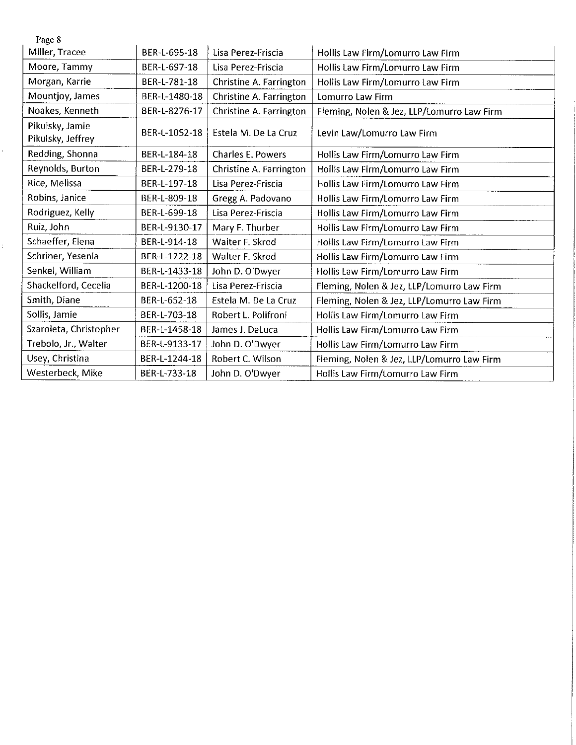| | | | |
|---|---|---|---|
| Miller, Tracee | BER-L-695-18 | Lisa Perez-Friscia | Hollis Law Firm/Lomurro Law Firm |
| Moore, Tammy | BER-L-697-18 | Lisa Perez-Friscia | Hollis Law Firm/Lomurro Law Firm |
| Morgan, Karrie | BER-L-781-18 | Christine A. Farrington | Hollis Law Firm/Lomurro Law Firm |
| Mountjoy, James | BER-L-1480-18 | Christine A. Farrington | Lomurro Law Firm |
| Noakes, Kenneth | BER-L-8276-17 | Christine A. Farrington | Fleming, Nolen & Jez, LLP/Lomurro Law Firm |
| Pikulsky, Jamie Pikulsky, Jeffrey | BER-L-1052-18 | Estela M. De La Cruz | Levin Law/Lomurro Law Firm |
| Redding, Shonna | BER-L-184-18 | Charles E. Powers | Hollis Law Firm/Lomurro Law Firm |
| Reynolds, Burton | BER-L-279-18 | Christine A. Farrington | Hollis Law Firm/Lomurro Law Firm |
| Rice, Melissa | BER-L-197-18 | Lisa Perez-Friscia | Hollis Law Firm/Lomurro Law Firm |
| Robins, Janice | BER-L-809-18 | Gregg A. Padovano | Hollis Law Firm/Lomurro Law Firm |
| Rodriguez, Kelly | BER-L-699-18 | Lisa Perez-Friscia | Hollis Law Firm/Lomurro Law Firm |
| Ruiz, John | BER-L-9130-17 | Mary F. Thurber | Hollis Law Firm/Lomurro Law Firm |
| Schaeffer, Elena | BER-L-914-18 | Walter F. Skrod | Hollis Law Firm/Lomurro Law Firm |
| Schriner, Yesenia | BER-L-1222-18 | Walter F. Skrod | Hollis Law Firm/Lomurro Law Firm |
| Senkel, William | BER-L-1433-18 | John D. O'Dwyer | Hollis Law Firm/Lomurro Law Firm |
| Shackelford, Cecelia | BER-L-1200-18 | Lisa Perez-Friscia | Fleming, Nolen & Jez, LLP/Lomurro Law Firm |
| Smith, Diane | BER-L-652-18 | Estela M. De La Cruz | Fleming, Nolen & Jez, LLP/Lomurro Law Firm |
| Sollis, Jamie | BER-L-703-18 | Robert L. Polifroni | Hollis Law Firm/Lomurro Law Firm |
| Szaroleta, Christopher | BER-L-1458-18 | James J. DeLuca | Hollis Law Firm/Lomurro Law Firm |
| Trebolo, Jr., Walter | BER-L-9133-17 | John D. O'Dwyer | Hollis Law Firm/Lomurro Law Firm |
| Usey, Christina | BER-L-1244-18 | Robert C. Wilson | Fleming, Nolen & Jez, LLP/Lomurro Law Firm |
| Westerbeck, Mike | BER-L-733-18 | John D. O'Dwyer | Hollis Law Firm/Lomurro Law Firm |